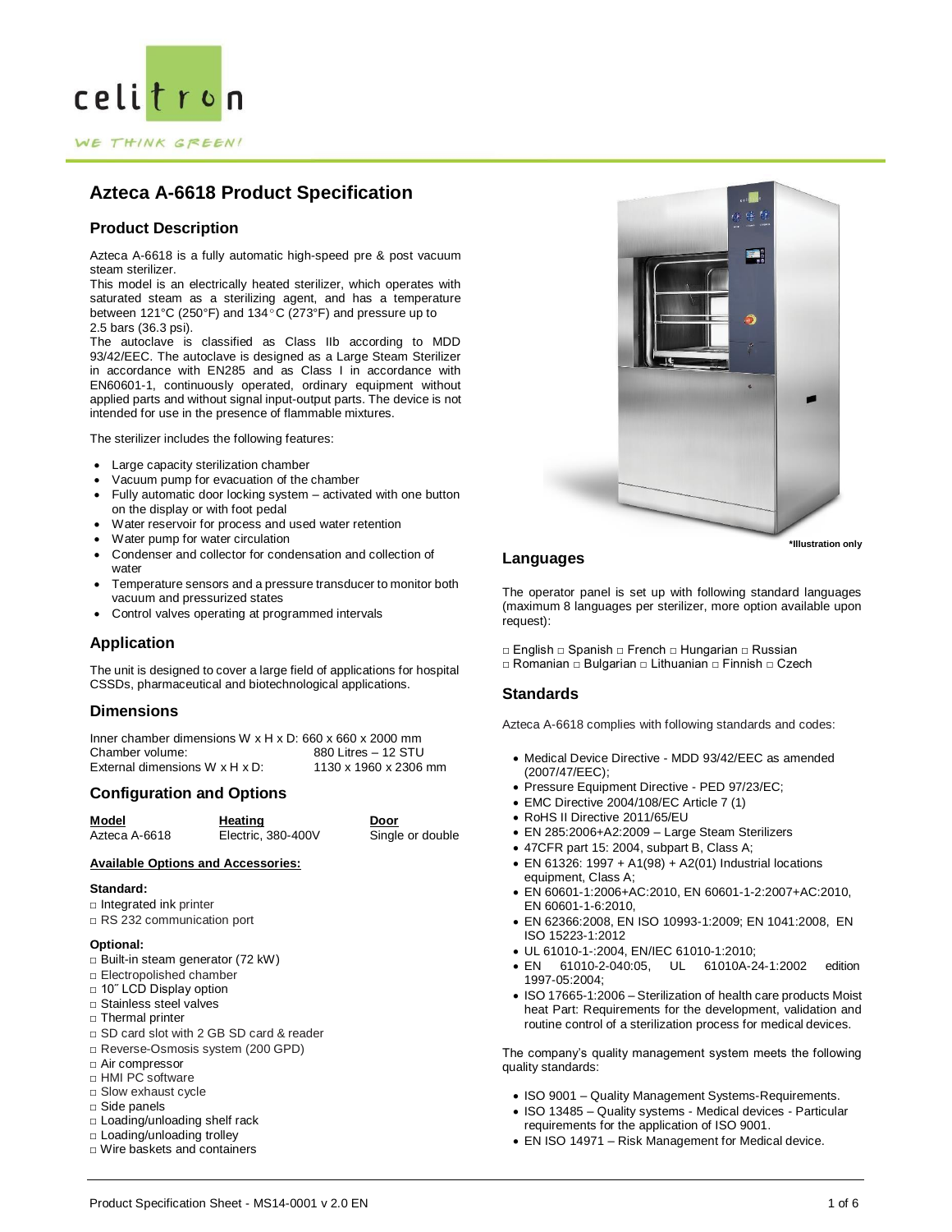celitron

WE THINK GREEN!

# Azteca A-6618 Product Specification

## Product Description

Azteca A-6618 is a fully automatic high-speed pre & post vacuum steam sterilizer.
This model is an electrically heated sterilizer, which operates with saturated steam as a sterilizing agent, and has a temperature between 121°C (250°F) and 134°C (273°F) and pressure up to 2.5 bars (36.3 psi).
The autoclave is classified as Class IIb according to MDD 93/42/EEC. The autoclave is designed as a Large Steam Sterilizer in accordance with EN285 and as Class I in accordance with EN60601-1, continuously operated, ordinary equipment without applied parts and without signal input-output parts. The device is not intended for use in the presence of flammable mixtures.

The sterilizer includes the following features:

- Large capacity sterilization chamber
- Vacuum pump for evacuation of the chamber
- Fully automatic door locking system – activated with one button on the display or with foot pedal
- Water reservoir for process and used water retention
- Water pump for water circulation
- Condenser and collector for condensation and collection of water
- Temperature sensors and a pressure transducer to monitor both vacuum and pressurized states
- Control valves operating at programmed intervals

## Application

The unit is designed to cover a large field of applications for hospital CSSDs, pharmaceutical and biotechnological applications.

## Dimensions

| | |
|---|---|
| Inner chamber dimensions W x H x D: 660 x 660 x 2000 mm | |
| Chamber volume: | 880 Litres – 12 STU |
| External dimensions W x H x D: | 1130 x 1960 x 2306 mm |

## Configuration and Options

| Model | Heating | Door |
|---|---|---|
| Azteca A-6618 | Electric, 380-400V | Single or double |

**Available Options and Accessories:**

**Standard:**

□ Integrated ink printer
□ RS 232 communication port

**Optional:**

□ Built-in steam generator (72 kW)
□ Electropolished chamber
□ 10˝ LCD Display option
□ Stainless steel valves
□ Thermal printer
□ SD card slot with 2 GB SD card & reader
□ Reverse-Osmosis system (200 GPD)
□ Air compressor
□ HMI PC software
□ Slow exhaust cycle
□ Side panels
□ Loading/unloading shelf rack
□ Loading/unloading trolley
□ Wire baskets and containers

*Illustration only

## Languages

The operator panel is set up with following standard languages (maximum 8 languages per sterilizer, more option available upon request):

□ English □ Spanish □ French □ Hungarian □ Russian
□ Romanian □ Bulgarian □ Lithuanian □ Finnish □ Czech

## Standards

Azteca A-6618 complies with following standards and codes:

- Medical Device Directive - MDD 93/42/EEC as amended (2007/47/EEC);
- Pressure Equipment Directive - PED 97/23/EC;
- EMC Directive 2004/108/EC Article 7 (1)
- RoHS II Directive 2011/65/EU
- EN 285:2006+A2:2009 – Large Steam Sterilizers
- 47CFR part 15: 2004, subpart B, Class A;
- EN 61326: 1997 + A1(98) + A2(01) Industrial locations equipment, Class A;
- EN 60601-1:2006+AC:2010, EN 60601-1-2:2007+AC:2010, EN 60601-1-6:2010,
- EN 62366:2008, EN ISO 10993-1:2009; EN 1041:2008, EN ISO 15223-1:2012
- UL 61010-1-:2004, EN/IEC 61010-1:2010;
- EN 61010-2-040:05, UL 61010A-24-1:2002 edition 1997-05:2004;
- ISO 17665-1:2006 – Sterilization of health care products Moist heat Part: Requirements for the development, validation and routine control of a sterilization process for medical devices.

The company's quality management system meets the following quality standards:

- ISO 9001 – Quality Management Systems-Requirements.
- ISO 13485 – Quality systems - Medical devices - Particular requirements for the application of ISO 9001.
- EN ISO 14971 – Risk Management for Medical device.

Product Specification Sheet - MS14-0001 v 2.0 EN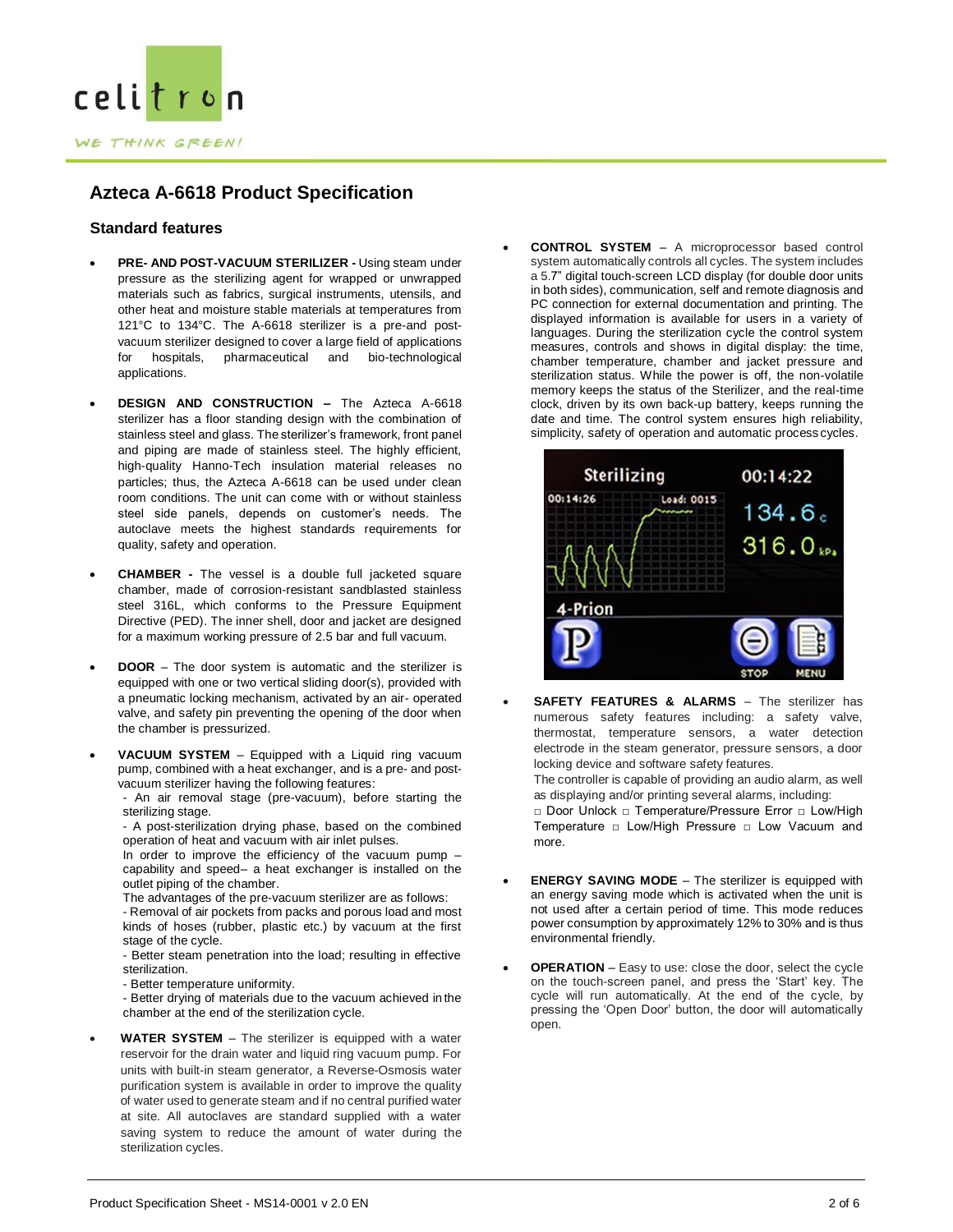# Azteca A-6618 Product Specification

## Standard features

- **PRE- AND POST-VACUUM STERILIZER -** Using steam under pressure as the sterilizing agent for wrapped or unwrapped materials such as fabrics, surgical instruments, utensils, and other heat and moisture stable materials at temperatures from 121°C to 134°C. The A-6618 sterilizer is a pre-and post-vacuum sterilizer designed to cover a large field of applications for hospitals, pharmaceutical and bio-technological applications.

- **DESIGN AND CONSTRUCTION –** The Azteca A-6618 sterilizer has a floor standing design with the combination of stainless steel and glass. The sterilizer's framework, front panel and piping are made of stainless steel. The highly efficient, high-quality Hanno-Tech insulation material releases no particles; thus, the Azteca A-6618 can be used under clean room conditions. The unit can come with or without stainless steel side panels, depends on customer's needs. The autoclave meets the highest standards requirements for quality, safety and operation.

- **CHAMBER -** The vessel is a double full jacketed square chamber, made of corrosion-resistant sandblasted stainless steel 316L, which conforms to the Pressure Equipment Directive (PED). The inner shell, door and jacket are designed for a maximum working pressure of 2.5 bar and full vacuum.

- **DOOR** – The door system is automatic and the sterilizer is equipped with one or two vertical sliding door(s), provided with a pneumatic locking mechanism, activated by an air- operated valve, and safety pin preventing the opening of the door when the chamber is pressurized.

- **VACUUM SYSTEM** – Equipped with a Liquid ring vacuum pump, combined with a heat exchanger, and is a pre- and post-vacuum sterilizer having the following features:
  - An air removal stage (pre-vacuum), before starting the sterilizing stage.
  - A post-sterilization drying phase, based on the combined operation of heat and vacuum with air inlet pulses.
  
  In order to improve the efficiency of the vacuum pump – capability and speed– a heat exchanger is installed on the outlet piping of the chamber.
  
  The advantages of the pre-vacuum sterilizer are as follows:
  - Removal of air pockets from packs and porous load and most kinds of hoses (rubber, plastic etc.) by vacuum at the first stage of the cycle.
  - Better steam penetration into the load; resulting in effective sterilization.
  - Better temperature uniformity.
  - Better drying of materials due to the vacuum achieved in the chamber at the end of the sterilization cycle.

- **WATER SYSTEM** – The sterilizer is equipped with a water reservoir for the drain water and liquid ring vacuum pump. For units with built-in steam generator, a Reverse-Osmosis water purification system is available in order to improve the quality of water used to generate steam and if no central purified water at site. All autoclaves are standard supplied with a water saving system to reduce the amount of water during the sterilization cycles.

- **CONTROL SYSTEM** – A microprocessor based control system automatically controls all cycles. The system includes a 5.7" digital touch-screen LCD display (for double door units in both sides), communication, self and remote diagnosis and PC connection for external documentation and printing. The displayed information is available for users in a variety of languages. During the sterilization cycle the control system measures, controls and shows in digital display: the time, chamber temperature, chamber and jacket pressure and sterilization status. While the power is off, the non-volatile memory keeps the status of the Sterilizer, and the real-time clock, driven by its own back-up battery, keeps running the date and time. The control system ensures high reliability, simplicity, safety of operation and automatic process cycles.

- **SAFETY FEATURES & ALARMS** – The sterilizer has numerous safety features including: a safety valve, thermostat, temperature sensors, a water detection electrode in the steam generator, pressure sensors, a door locking device and software safety features.
  
  The controller is capable of providing an audio alarm, as well as displaying and/or printing several alarms, including:
  □ Door Unlock □ Temperature/Pressure Error □ Low/High Temperature □ Low/High Pressure □ Low Vacuum and more.

- **ENERGY SAVING MODE** – The sterilizer is equipped with an energy saving mode which is activated when the unit is not used after a certain period of time. This mode reduces power consumption by approximately 12% to 30% and is thus environmental friendly.

- **OPERATION** – Easy to use: close the door, select the cycle on the touch-screen panel, and press the 'Start' key. The cycle will run automatically. At the end of the cycle, by pressing the 'Open Door' button, the door will automatically open.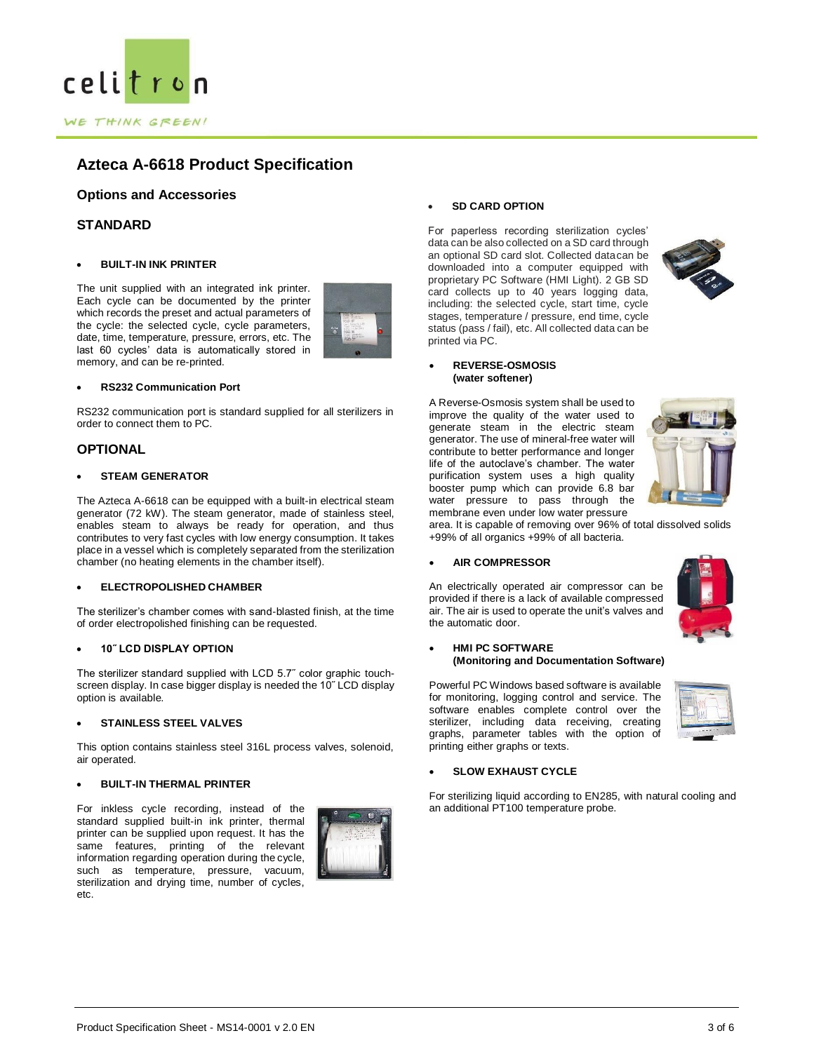## Azteca A-6618 Product Specification

### Options and Accessories

### STANDARD

- **BUILT-IN INK PRINTER**

The unit supplied with an integrated ink printer. Each cycle can be documented by the printer which records the preset and actual parameters of the cycle: the selected cycle, cycle parameters, date, time, temperature, pressure, errors, etc. The last 60 cycles' data is automatically stored in memory, and can be re-printed.

- **RS232 Communication Port**

RS232 communication port is standard supplied for all sterilizers in order to connect them to PC.

### OPTIONAL

- **STEAM GENERATOR**

The Azteca A-6618 can be equipped with a built-in electrical steam generator (72 kW). The steam generator, made of stainless steel, enables steam to always be ready for operation, and thus contributes to very fast cycles with low energy consumption. It takes place in a vessel which is completely separated from the sterilization chamber (no heating elements in the chamber itself).

- **ELECTROPOLISHED CHAMBER**

The sterilizer's chamber comes with sand-blasted finish, at the time of order electropolished finishing can be requested.

- **10˝ LCD DISPLAY OPTION**

The sterilizer standard supplied with LCD 5.7˝ color graphic touch-screen display. In case bigger display is needed the 10˝ LCD display option is available.

- **STAINLESS STEEL VALVES**

This option contains stainless steel 316L process valves, solenoid, air operated.

- **BUILT-IN THERMAL PRINTER**

For inkless cycle recording, instead of the standard supplied built-in ink printer, thermal printer can be supplied upon request. It has the same features, printing of the relevant information regarding operation during the cycle, such as temperature, pressure, vacuum, sterilization and drying time, number of cycles, etc.

- **SD CARD OPTION**

For paperless recording sterilization cycles' data can be also collected on a SD card through an optional SD card slot. Collected data can be downloaded into a computer equipped with proprietary PC Software (HMI Light). 2 GB SD card collects up to 40 years logging data, including: the selected cycle, start time, cycle stages, temperature / pressure, end time, cycle status (pass / fail), etc. All collected data can be printed via PC.

- **REVERSE-OSMOSIS (water softener)**

A Reverse-Osmosis system shall be used to improve the quality of the water used to generate steam in the electric steam generator. The use of mineral-free water will contribute to better performance and longer life of the autoclave's chamber. The water purification system uses a high quality booster pump which can provide 6.8 bar water pressure to pass through the membrane even under low water pressure area. It is capable of removing over 96% of total dissolved solids +99% of all organics +99% of all bacteria.

- **AIR COMPRESSOR**

An electrically operated air compressor can be provided if there is a lack of available compressed air. The air is used to operate the unit's valves and the automatic door.

- **HMI PC SOFTWARE (Monitoring and Documentation Software)**

Powerful PC Windows based software is available for monitoring, logging control and service. The software enables complete control over the sterilizer, including data receiving, creating graphs, parameter tables with the option of printing either graphs or texts.

- **SLOW EXHAUST CYCLE**

For sterilizing liquid according to EN285, with natural cooling and an additional PT100 temperature probe.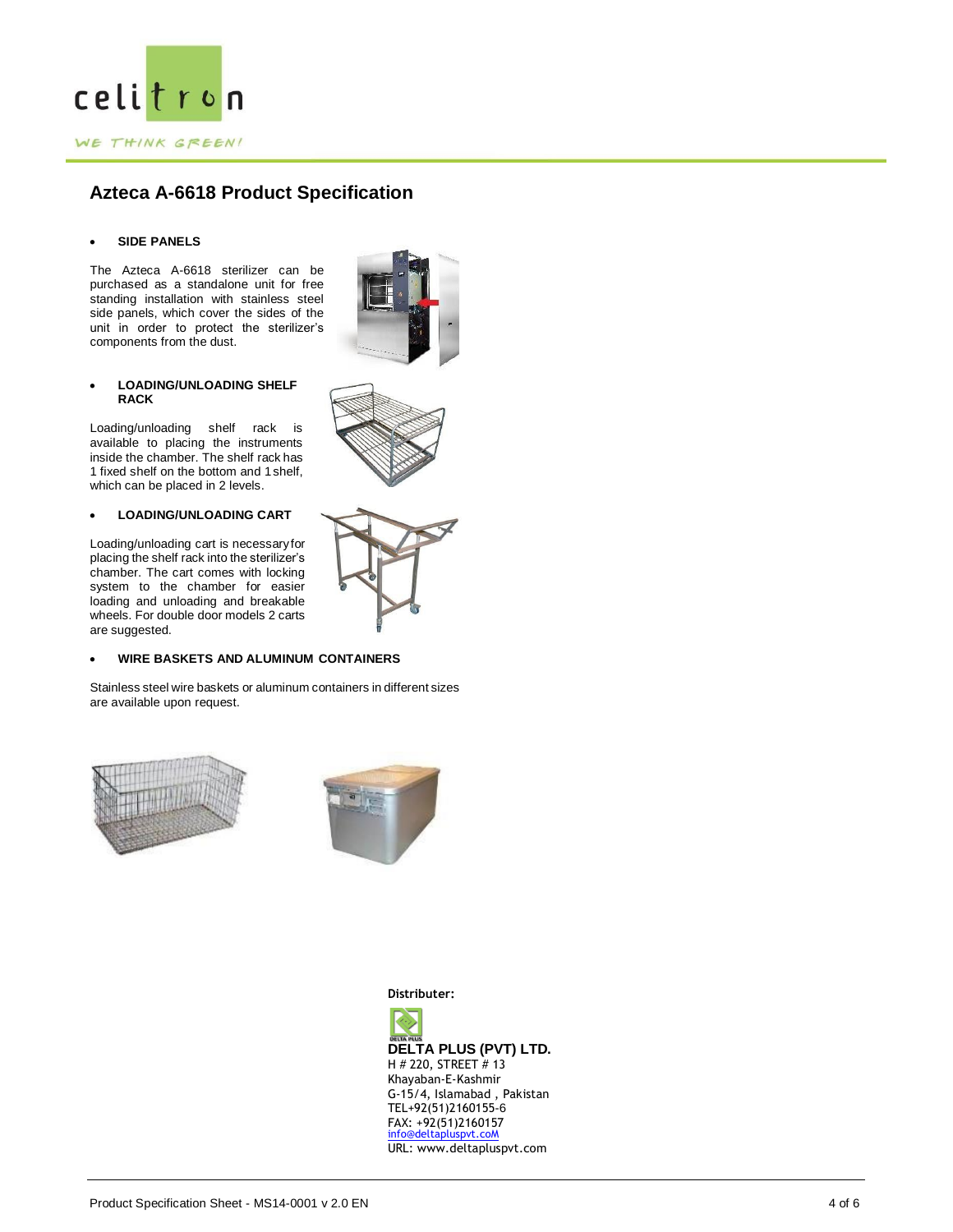# Azteca A-6618 Product Specification

- **SIDE PANELS**

The Azteca A-6618 sterilizer can be purchased as a standalone unit for free standing installation with stainless steel side panels, which cover the sides of the unit in order to protect the sterilizer's components from the dust.

- **LOADING/UNLOADING SHELF RACK**

Loading/unloading shelf rack is available to placing the instruments inside the chamber. The shelf rack has 1 fixed shelf on the bottom and 1 shelf, which can be placed in 2 levels.

- **LOADING/UNLOADING CART**

Loading/unloading cart is necessary for placing the shelf rack into the sterilizer's chamber. The cart comes with locking system to the chamber for easier loading and unloading and breakable wheels. For double door models 2 carts are suggested.

- **WIRE BASKETS AND ALUMINUM CONTAINERS**

Stainless steel wire baskets or aluminum containers in different sizes are available upon request.

**Distributer:**

**DELTA PLUS (PVT) LTD.**
H # 220, STREET # 13
Khayaban-E-Kashmir
G-15/4, Islamabad , Pakistan
TEL+92(51)2160155-6
FAX: +92(51)2160157
info@deltapluspvt.coM
URL: www.deltapluspvt.com

Product Specification Sheet - MS14-0001 v 2.0 EN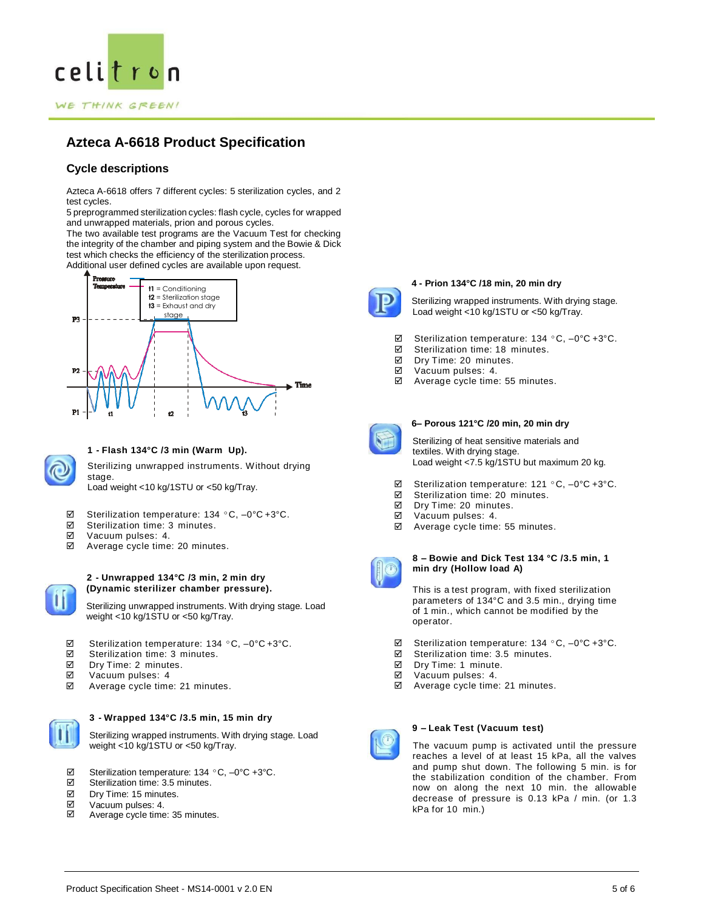## Azteca A-6618 Product Specification

### Cycle descriptions

Azteca A-6618 offers 7 different cycles: 5 sterilization cycles, and 2 test cycles.
5 preprogrammed sterilization cycles: flash cycle, cycles for wrapped and unwrapped materials, prion and porous cycles.
The two available test programs are the Vacuum Test for checking the integrity of the chamber and piping system and the Bowie & Dick test which checks the efficiency of the sterilization process.
Additional user defined cycles are available upon request.

Pressure
Temperature

t1 = Conditioning
t2 = Sterilization stage
t3 = Exhaust and dry stage

P3
P2
P1
t1 t2 t3
Time

**1 - Flash 134°C /3 min (Warm Up).**

Sterilizing unwrapped instruments. Without drying stage.
Load weight <10 kg/1STU or <50 kg/Tray.

- ☑ Sterilization temperature: 134 °C, –0°C +3°C.
- ☑ Sterilization time: 3 minutes.
- ☑ Vacuum pulses: 4.
- ☑ Average cycle time: 20 minutes.

**2 - Unwrapped 134°C /3 min, 2 min dry (Dynamic sterilizer chamber pressure).**

Sterilizing unwrapped instruments. With drying stage. Load weight <10 kg/1STU or <50 kg/Tray.

- ☑ Sterilization temperature: 134 °C, –0°C +3°C.
- ☑ Sterilization time: 3 minutes.
- ☑ Dry Time: 2 minutes.
- ☑ Vacuum pulses: 4
- ☑ Average cycle time: 21 minutes.

**3 - Wrapped 134°C /3.5 min, 15 min dry**

Sterilizing wrapped instruments. With drying stage. Load weight <10 kg/1STU or <50 kg/Tray.

- ☑ Sterilization temperature: 134 °C, –0°C +3°C.
- ☑ Sterilization time: 3.5 minutes.
- ☑ Dry Time: 15 minutes.
- ☑ Vacuum pulses: 4.
- ☑ Average cycle time: 35 minutes.

**4 - Prion 134°C /18 min, 20 min dry**

Sterilizing wrapped instruments. With drying stage.
Load weight <10 kg/1STU or <50 kg/Tray.

- ☑ Sterilization temperature: 134 °C, –0°C +3°C.
- ☑ Sterilization time: 18 minutes.
- ☑ Dry Time: 20 minutes.
- ☑ Vacuum pulses: 4.
- ☑ Average cycle time: 55 minutes.

**6– Porous 121°C /20 min, 20 min dry**

Sterilizing of heat sensitive materials and textiles. With drying stage.
Load weight <7.5 kg/1STU but maximum 20 kg.

- ☑ Sterilization temperature: 121 °C, –0°C +3°C.
- ☑ Sterilization time: 20 minutes.
- ☑ Dry Time: 20 minutes.
- ☑ Vacuum pulses: 4.
- ☑ Average cycle time: 55 minutes.

**8 – Bowie and Dick Test 134 °C /3.5 min, 1 min dry (Hollow load A)**

This is a test program, with fixed sterilization parameters of 134°C and 3.5 min., drying time of 1 min., which cannot be modified by the operator.

- ☑ Sterilization temperature: 134 °C, –0°C +3°C.
- ☑ Sterilization time: 3.5 minutes.
- ☑ Dry Time: 1 minute.
- ☑ Vacuum pulses: 4.
- ☑ Average cycle time: 21 minutes.

**9 – Leak Test (Vacuum test)**

The vacuum pump is activated until the pressure reaches a level of at least 15 kPa, all the valves and pump shut down. The following 5 min. is for the stabilization condition of the chamber. From now on along the next 10 min. the allowable decrease of pressure is 0.13 kPa / min. (or 1.3 kPa for 10 min.)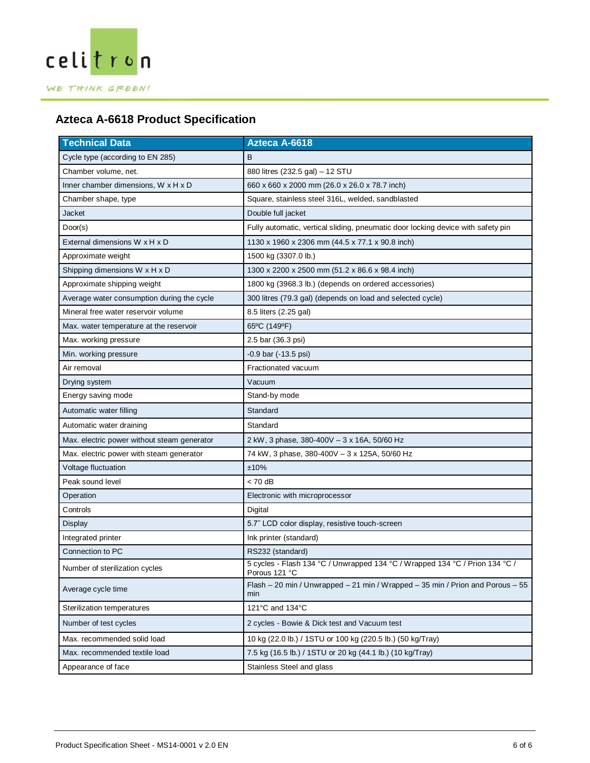## Azteca A-6618 Product Specification

| Technical Data | Azteca A-6618 |
|---|---|
| Cycle type (according to EN 285) | B |
| Chamber volume, net. | 880 litres (232.5 gal) – 12 STU |
| Inner chamber dimensions, W x H x D | 660 x 660 x 2000 mm (26.0 x 26.0 x 78.7 inch) |
| Chamber shape, type | Square, stainless steel 316L, welded, sandblasted |
| Jacket | Double full jacket |
| Door(s) | Fully automatic, vertical sliding, pneumatic door locking device with safety pin |
| External dimensions W x H x D | 1130 x 1960 x 2306 mm (44.5 x 77.1 x 90.8 inch) |
| Approximate weight | 1500 kg (3307.0 lb.) |
| Shipping dimensions W x H x D | 1300 x 2200 x 2500 mm (51.2 x 86.6 x 98.4 inch) |
| Approximate shipping weight | 1800 kg (3968.3 lb.) (depends on ordered accessories) |
| Average water consumption during the cycle | 300 litres (79.3 gal) (depends on load and selected cycle) |
| Mineral free water reservoir volume | 8.5 liters (2.25 gal) |
| Max. water temperature at the reservoir | 65ºC (149ºF) |
| Max. working pressure | 2.5 bar (36.3 psi) |
| Min. working pressure | -0.9 bar (-13.5 psi) |
| Air removal | Fractionated vacuum |
| Drying system | Vacuum |
| Energy saving mode | Stand-by mode |
| Automatic water filling | Standard |
| Automatic water draining | Standard |
| Max. electric power without steam generator | 2 kW, 3 phase, 380-400V – 3 x 16A, 50/60 Hz |
| Max. electric power with steam generator | 74 kW, 3 phase, 380-400V – 3 x 125A, 50/60 Hz |
| Voltage fluctuation | ±10% |
| Peak sound level | < 70 dB |
| Operation | Electronic with microprocessor |
| Controls | Digital |
| Display | 5.7˝ LCD color display, resistive touch-screen |
| Integrated printer | Ink printer (standard) |
| Connection to PC | RS232 (standard) |
| Number of sterilization cycles | 5 cycles - Flash 134 °C / Unwrapped 134 °C / Wrapped 134 °C / Prion 134 °C / Porous 121 °C |
| Average cycle time | Flash – 20 min / Unwrapped – 21 min / Wrapped – 35 min / Prion and Porous – 55 min |
| Sterilization temperatures | 121°C and 134°C |
| Number of test cycles | 2 cycles - Bowie & Dick test and Vacuum test |
| Max. recommended solid load | 10 kg (22.0 lb.) / 1STU or 100 kg (220.5 lb.) (50 kg/Tray) |
| Max. recommended textile load | 7.5 kg (16.5 lb.) / 1STU or 20 kg (44.1 lb.) (10 kg/Tray) |
| Appearance of face | Stainless Steel and glass |